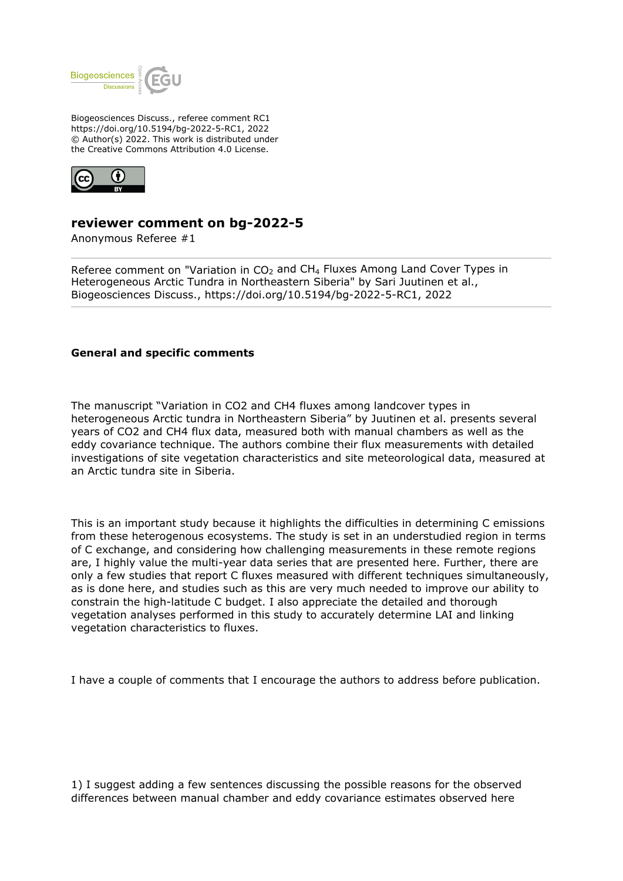Biogeosciences Discuss., referee comment RC1
https://doi.org/10.5194/bg-2022-5-RC1, 2022
© Author(s) 2022. This work is distributed under
the Creative Commons Attribution 4.0 License.

# reviewer comment on bg-2022-5

Anonymous Referee #1

Referee comment on "Variation in $CO_2$ and $CH_4$ Fluxes Among Land Cover Types in Heterogeneous Arctic Tundra in Northeastern Siberia" by Sari Juutinen et al., Biogeosciences Discuss., https://doi.org/10.5194/bg-2022-5-RC1, 2022

**General and specific comments**

The manuscript "Variation in CO2 and CH4 fluxes among landcover types in heterogeneous Arctic tundra in Northeastern Siberia" by Juutinen et al. presents several years of CO2 and CH4 flux data, measured both with manual chambers as well as the eddy covariance technique. The authors combine their flux measurements with detailed investigations of site vegetation characteristics and site meteorological data, measured at an Arctic tundra site in Siberia.

This is an important study because it highlights the difficulties in determining C emissions from these heterogenous ecosystems. The study is set in an understudied region in terms of C exchange, and considering how challenging measurements in these remote regions are, I highly value the multi-year data series that are presented here. Further, there are only a few studies that report C fluxes measured with different techniques simultaneously, as is done here, and studies such as this are very much needed to improve our ability to constrain the high-latitude C budget. I also appreciate the detailed and thorough vegetation analyses performed in this study to accurately determine LAI and linking vegetation characteristics to fluxes.

I have a couple of comments that I encourage the authors to address before publication.

1) I suggest adding a few sentences discussing the possible reasons for the observed differences between manual chamber and eddy covariance estimates observed here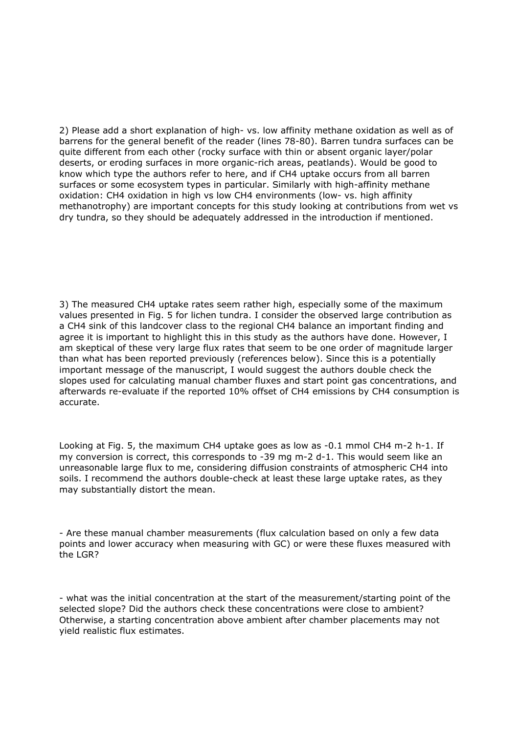2) Please add a short explanation of high- vs. low affinity methane oxidation as well as of barrens for the general benefit of the reader (lines 78-80). Barren tundra surfaces can be quite different from each other (rocky surface with thin or absent organic layer/polar deserts, or eroding surfaces in more organic-rich areas, peatlands). Would be good to know which type the authors refer to here, and if $CH_4$ uptake occurs from all barren surfaces or some ecosystem types in particular. Similarly with high-affinity methane oxidation: $CH_4$ oxidation in high vs low $CH_4$ environments (low- vs. high affinity methanotrophy) are important concepts for this study looking at contributions from wet vs dry tundra, so they should be adequately addressed in the introduction if mentioned.

3) The measured $CH_4$ uptake rates seem rather high, especially some of the maximum values presented in Fig. 5 for lichen tundra. I consider the observed large contribution as a $CH_4$ sink of this landcover class to the regional $CH_4$ balance an important finding and agree it is important to highlight this in this study as the authors have done. However, I am skeptical of these very large flux rates that seem to be one order of magnitude larger than what has been reported previously (references below). Since this is a potentially important message of the manuscript, I would suggest the authors double check the slopes used for calculating manual chamber fluxes and start point gas concentrations, and afterwards re-evaluate if the reported 10% offset of $CH_4$ emissions by $CH_4$ consumption is accurate.

Looking at Fig. 5, the maximum $CH_4$ uptake goes as low as -0.1 mmol $CH_4$ $m^{-2}$ $h^{-1}$. If my conversion is correct, this corresponds to -39 mg $m^{-2}$ $d^{-1}$. This would seem like an unreasonable large flux to me, considering diffusion constraints of atmospheric $CH_4$ into soils. I recommend the authors double-check at least these large uptake rates, as they may substantially distort the mean.

- Are these manual chamber measurements (flux calculation based on only a few data points and lower accuracy when measuring with GC) or were these fluxes measured with the LGR?

- what was the initial concentration at the start of the measurement/starting point of the selected slope? Did the authors check these concentrations were close to ambient? Otherwise, a starting concentration above ambient after chamber placements may not yield realistic flux estimates.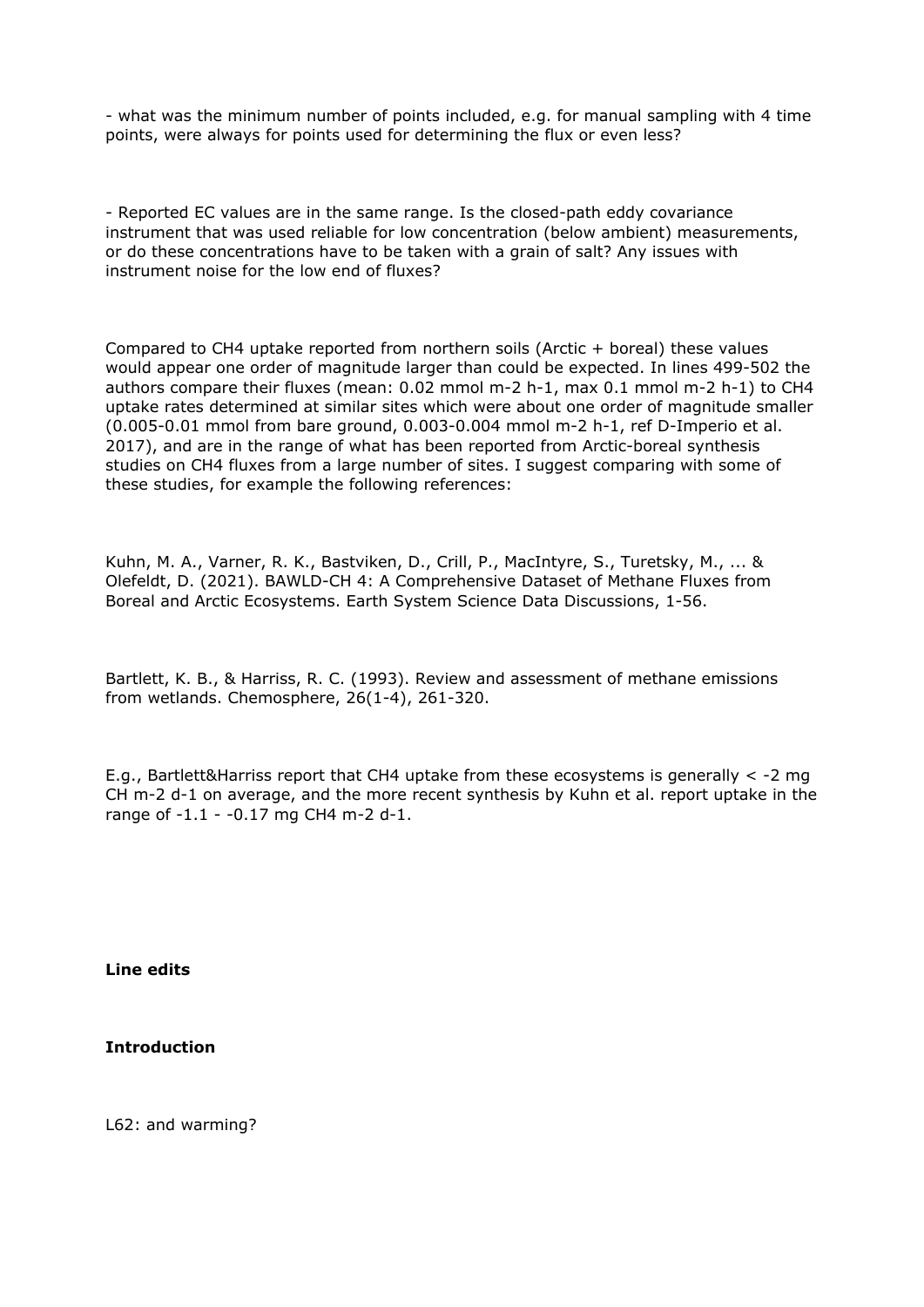- what was the minimum number of points included, e.g. for manual sampling with 4 time points, were always for points used for determining the flux or even less?

- Reported EC values are in the same range. Is the closed-path eddy covariance instrument that was used reliable for low concentration (below ambient) measurements, or do these concentrations have to be taken with a grain of salt? Any issues with instrument noise for the low end of fluxes?

Compared to $CH_4$ uptake reported from northern soils (Arctic + boreal) these values would appear one order of magnitude larger than could be expected. In lines 499-502 the authors compare their fluxes (mean: 0.02 mmol m-2 h-1, max 0.1 mmol m-2 h-1) to $CH_4$ uptake rates determined at similar sites which were about one order of magnitude smaller (0.005-0.01 mmol from bare ground, 0.003-0.004 mmol m-2 h-1, ref D-Imperio et al. 2017), and are in the range of what has been reported from Arctic-boreal synthesis studies on $CH_4$ fluxes from a large number of sites. I suggest comparing with some of these studies, for example the following references:

Kuhn, M. A., Varner, R. K., Bastviken, D., Crill, P., MacIntyre, S., Turetsky, M., ... & Olefeldt, D. (2021). BAWLD-CH 4: A Comprehensive Dataset of Methane Fluxes from Boreal and Arctic Ecosystems. Earth System Science Data Discussions, 1-56.

Bartlett, K. B., & Harriss, R. C. (1993). Review and assessment of methane emissions from wetlands. Chemosphere, 26(1-4), 261-320.

E.g., Bartlett&Harriss report that $CH_4$ uptake from these ecosystems is generally < -2 mg CH m-2 d-1 on average, and the more recent synthesis by Kuhn et al. report uptake in the range of -1.1 - -0.17 mg $CH_4$ m-2 d-1.

**Line edits**

**Introduction**

L62: and warming?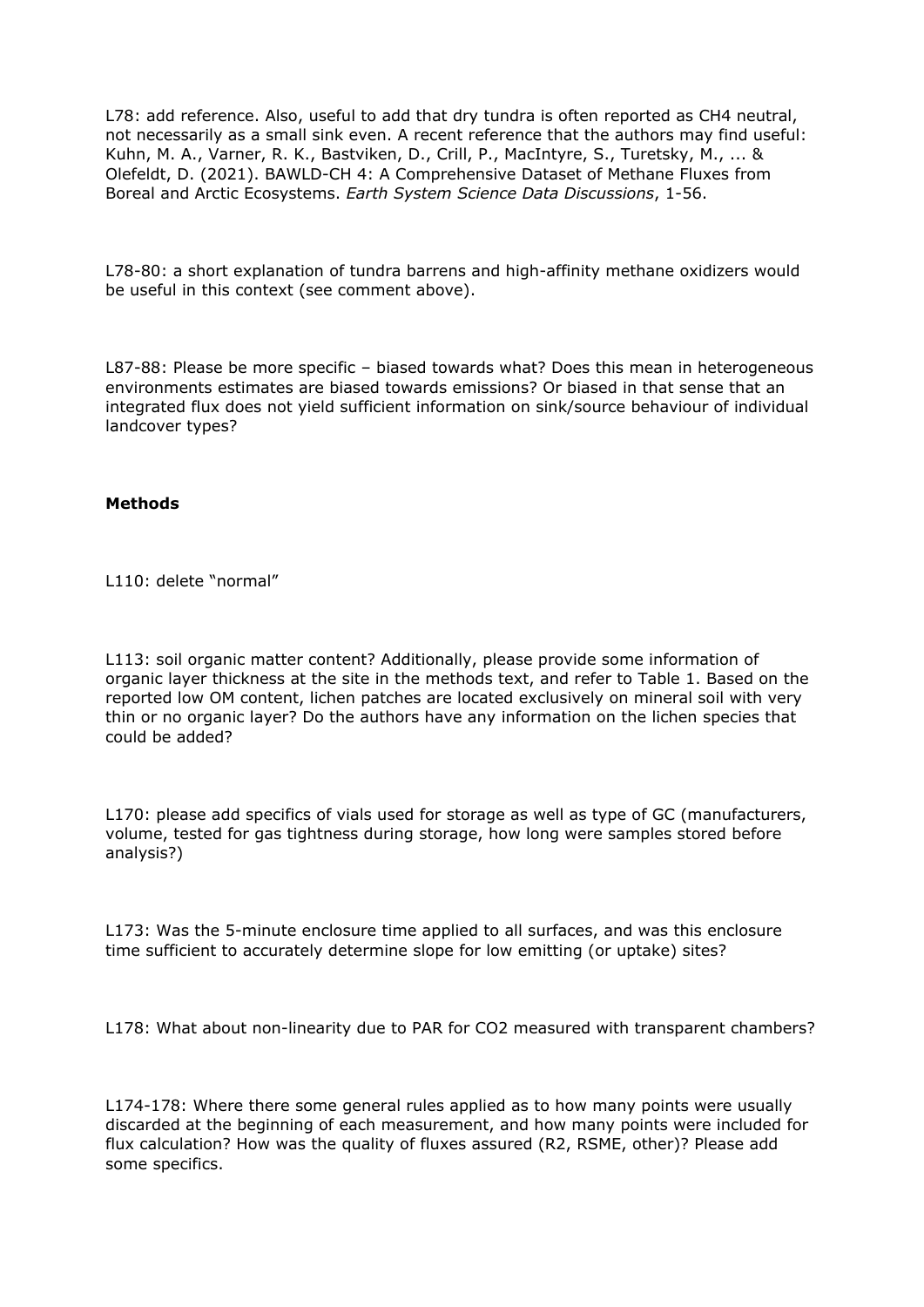L78: add reference. Also, useful to add that dry tundra is often reported as $CH_4$ neutral, not necessarily as a small sink even. A recent reference that the authors may find useful: Kuhn, M. A., Varner, R. K., Bastviken, D., Crill, P., MacIntyre, S., Turetsky, M., ... & Olefeldt, D. (2021). BAWLD-CH 4: A Comprehensive Dataset of Methane Fluxes from Boreal and Arctic Ecosystems. *Earth System Science Data Discussions*, 1-56.

L78-80: a short explanation of tundra barrens and high-affinity methane oxidizers would be useful in this context (see comment above).

L87-88: Please be more specific – biased towards what? Does this mean in heterogeneous environments estimates are biased towards emissions? Or biased in that sense that an integrated flux does not yield sufficient information on sink/source behaviour of individual landcover types?

**Methods**

L110: delete "normal"

L113: soil organic matter content? Additionally, please provide some information of organic layer thickness at the site in the methods text, and refer to Table 1. Based on the reported low OM content, lichen patches are located exclusively on mineral soil with very thin or no organic layer? Do the authors have any information on the lichen species that could be added?

L170: please add specifics of vials used for storage as well as type of GC (manufacturers, volume, tested for gas tightness during storage, how long were samples stored before analysis?)

L173: Was the 5-minute enclosure time applied to all surfaces, and was this enclosure time sufficient to accurately determine slope for low emitting (or uptake) sites?

L178: What about non-linearity due to PAR for $CO_2$ measured with transparent chambers?

L174-178: Where there some general rules applied as to how many points were usually discarded at the beginning of each measurement, and how many points were included for flux calculation? How was the quality of fluxes assured ($R^2$, RSME, other)? Please add some specifics.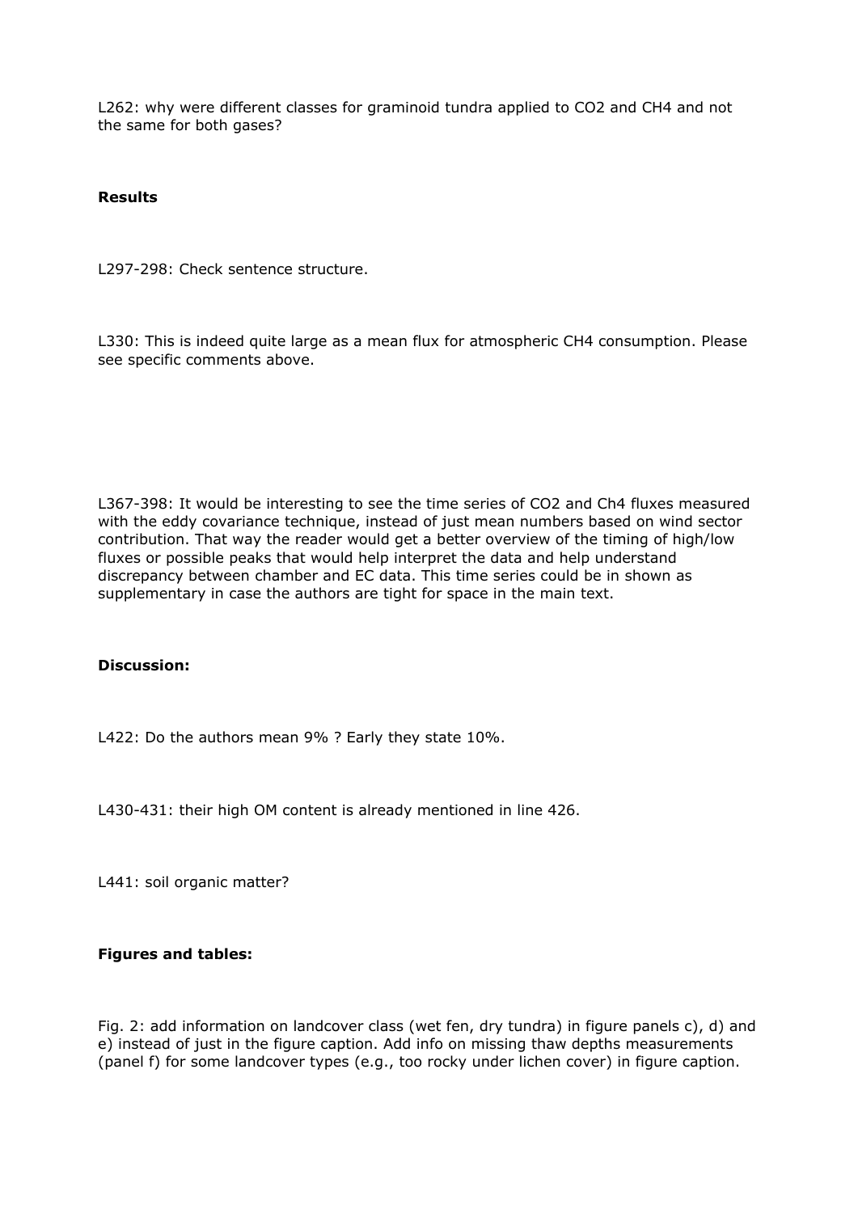L262: why were different classes for graminoid tundra applied to $CO_2$ and $CH_4$ and not the same for both gases?

**Results**

L297-298: Check sentence structure.

L330: This is indeed quite large as a mean flux for atmospheric $CH_4$ consumption. Please see specific comments above.

L367-398: It would be interesting to see the time series of $CO_2$ and $Ch_4$ fluxes measured with the eddy covariance technique, instead of just mean numbers based on wind sector contribution. That way the reader would get a better overview of the timing of high/low fluxes or possible peaks that would help interpret the data and help understand discrepancy between chamber and EC data. This time series could be in shown as supplementary in case the authors are tight for space in the main text.

**Discussion:**

L422: Do the authors mean 9% ? Early they state 10%.

L430-431: their high OM content is already mentioned in line 426.

L441: soil organic matter?

**Figures and tables:**

Fig. 2: add information on landcover class (wet fen, dry tundra) in figure panels c), d) and e) instead of just in the figure caption. Add info on missing thaw depths measurements (panel f) for some landcover types (e.g., too rocky under lichen cover) in figure caption.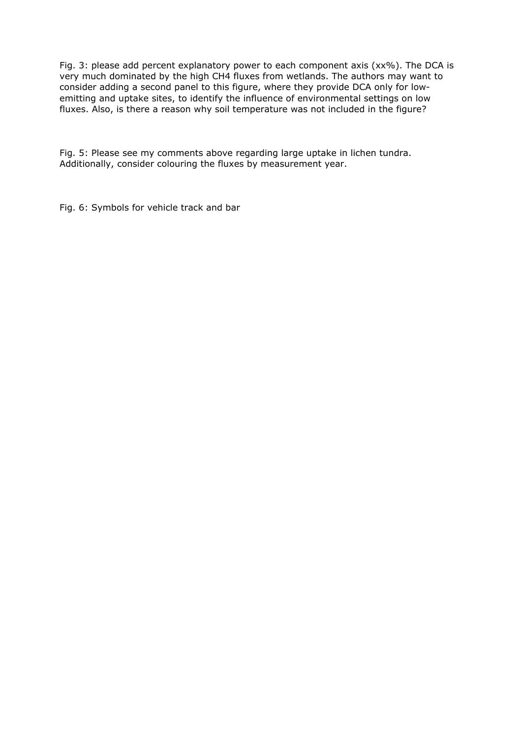Fig. 3: please add percent explanatory power to each component axis (xx%). The DCA is very much dominated by the high $CH_4$ fluxes from wetlands. The authors may want to consider adding a second panel to this figure, where they provide DCA only for low-emitting and uptake sites, to identify the influence of environmental settings on low fluxes. Also, is there a reason why soil temperature was not included in the figure?

Fig. 5: Please see my comments above regarding large uptake in lichen tundra. Additionally, consider colouring the fluxes by measurement year.

Fig. 6: Symbols for vehicle track and bar